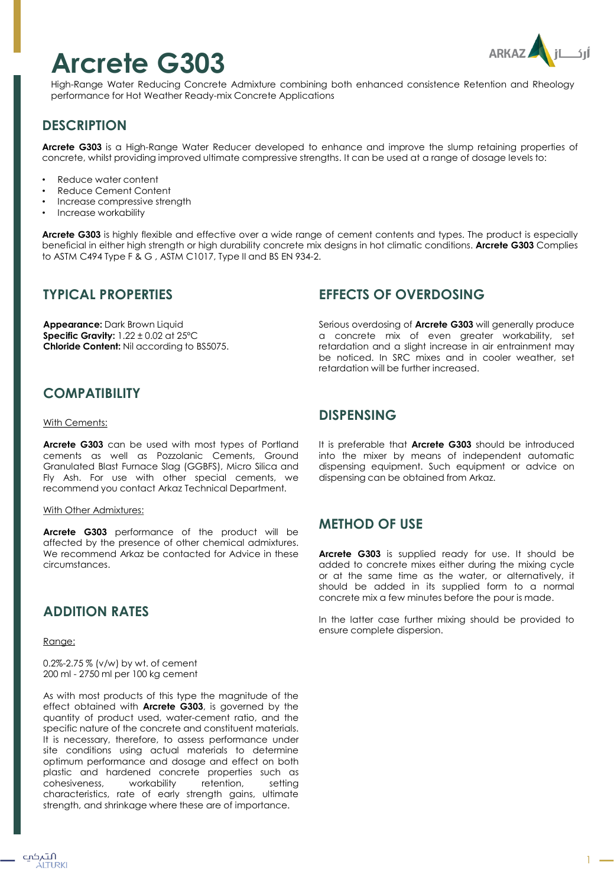# Arcrete G303

High-Range Water Reducing Concrete Admixture combining both enhanced consistence Retention and Rheology performance for Hot Weather Ready-mix Concrete Applications

## DESCRIPTION

**Arcrete G303** is a High-Range Water Reducer developed to enhance and improve the slump retaining properties of concrete, whilst providing improved ultimate compressive strengths. It can be used at a range of dosage levels to:

- Reduce water content
- Reduce Cement Content
- Increase compressive strength
- Increase workability

**Arcrete G303** is highly flexible and effective over a wide range of cement contents and types. The product is especially beneficial in either high strength or high durability concrete mix designs in hot climatic conditions. **Arcrete G303** Complies to ASTM C494 Type F & G , ASTM C1017, Type II and BS EN 934-2.

## TYPICAL PROPERTIES

**Appearance:** Dark Brown Liquid
**Specific Gravity:** 1.22 ± 0.02 at 25°C
**Chloride Content:** Nil according to BS5075.

## COMPATIBILITY

With Cements:

**Arcrete G303** can be used with most types of Portland cements as well as Pozzolanic Cements, Ground Granulated Blast Furnace Slag (GGBFS), Micro Silica and Fly Ash. For use with other special cements, we recommend you contact Arkaz Technical Department.

With Other Admixtures:

**Arcrete G303** performance of the product will be affected by the presence of other chemical admixtures. We recommend Arkaz be contacted for Advice in these circumstances.

## ADDITION RATES

Range:

0.2%-2.75 % (v/w) by wt. of cement
200 ml - 2750 ml per 100 kg cement

As with most products of this type the magnitude of the effect obtained with **Arcrete G303**, is governed by the quantity of product used, water-cement ratio, and the specific nature of the concrete and constituent materials. It is necessary, therefore, to assess performance under site conditions using actual materials to determine optimum performance and dosage and effect on both plastic and hardened concrete properties such as cohesiveness, workability retention, setting characteristics, rate of early strength gains, ultimate strength, and shrinkage where these are of importance.

## EFFECTS OF OVERDOSING

Serious overdosing of **Arcrete G303** will generally produce a concrete mix of even greater workability, set retardation and a slight increase in air entrainment may be noticed. In SRC mixes and in cooler weather, set retardation will be further increased.

## DISPENSING

It is preferable that **Arcrete G303** should be introduced into the mixer by means of independent automatic dispensing equipment. Such equipment or advice on dispensing can be obtained from Arkaz.

## METHOD OF USE

**Arcrete G303** is supplied ready for use. It should be added to concrete mixes either during the mixing cycle or at the same time as the water, or alternatively, it should be added in its supplied form to a normal concrete mix a few minutes before the pour is made.

In the latter case further mixing should be provided to ensure complete dispersion.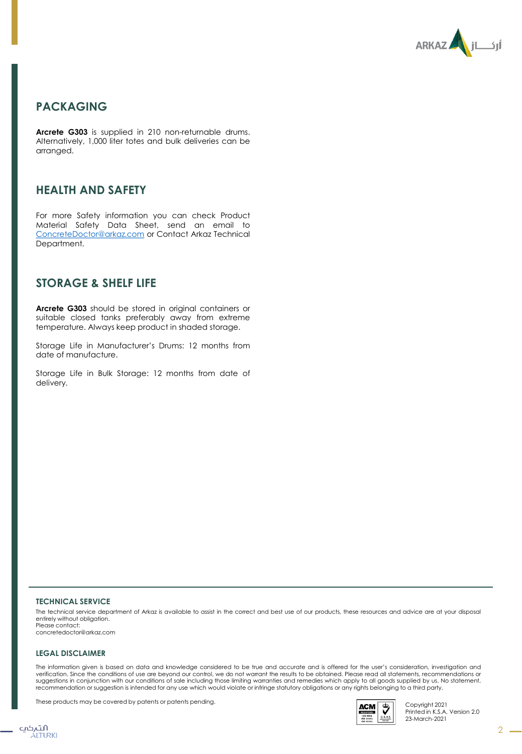## PACKAGING

**Arcrete G303** is supplied in 210 non-returnable drums. Alternatively, 1,000 liter totes and bulk deliveries can be arranged.

## HEALTH AND SAFETY

For more Safety information you can check Product Material Safety Data Sheet, send an email to ConcreteDoctor@arkaz.com or Contact Arkaz Technical Department.

## STORAGE & SHELF LIFE

**Arcrete G303** should be stored in original containers or suitable closed tanks preferably away from extreme temperature. Always keep product in shaded storage.

Storage Life in Manufacturer's Drums: 12 months from date of manufacture.

Storage Life in Bulk Storage: 12 months from date of delivery.

### TECHNICAL SERVICE

The technical service department of Arkaz is available to assist in the correct and best use of our products, these resources and advice are at your disposal entirely without obligation.
Please contact:
concretedoctor@arkaz.com

### LEGAL DISCLAIMER

The information given is based on data and knowledge considered to be true and accurate and is offered for the user's consideration, investigation and verification. Since the conditions of use are beyond our control, we do not warrant the results to be obtained. Please read all statements, recommendations or suggestions in conjunction with our conditions of sale including those limiting warranties and remedies which apply to all goods supplied by us. No statement, recommendation or suggestion is intended for any use which would violate or infringe statutory obligations or any rights belonging to a third party.

These products may be covered by patents or patents pending.

Copyright 2021
Printed in K.S.A. Version 2.0
23-March-2021